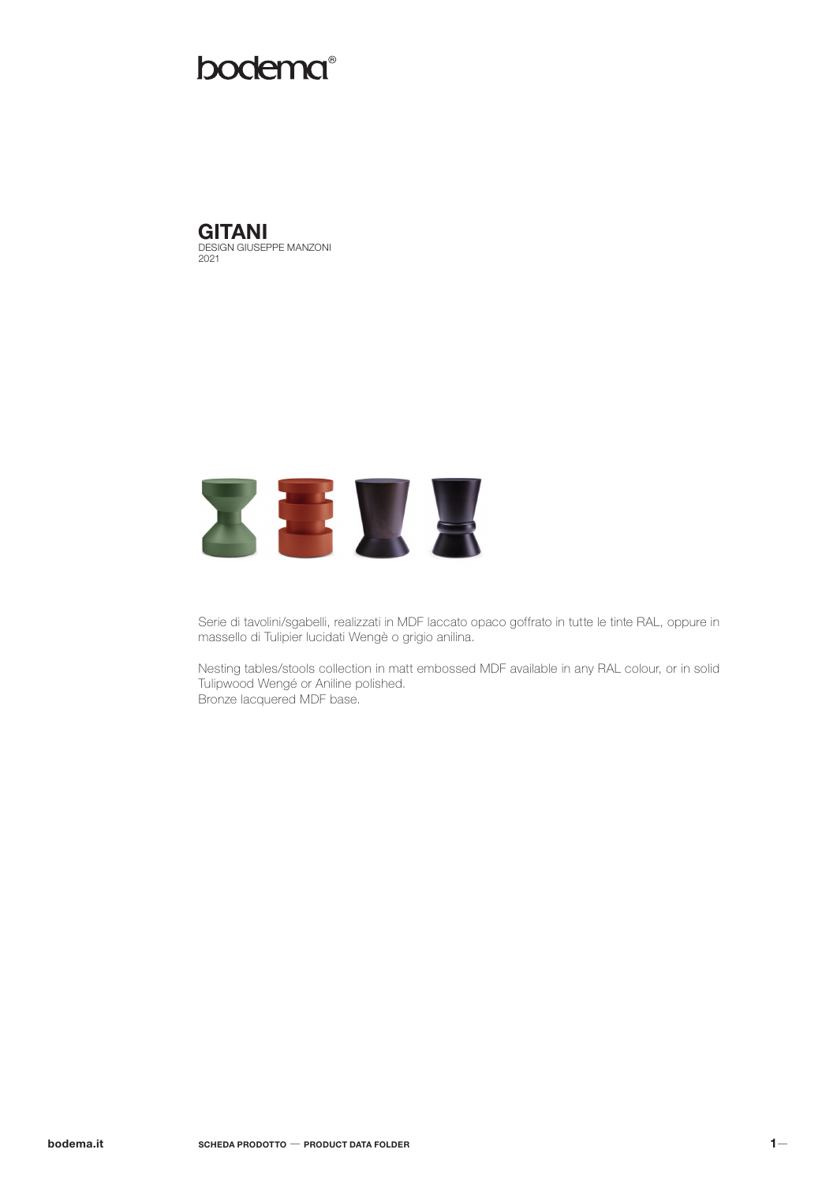bodema®

# GITANI

DESIGN GIUSEPPE MANZONI
2021

Serie di tavolini/sgabelli, realizzati in MDF laccato opaco goffrato in tutte le tinte RAL, oppure in massello di Tulipier lucidati Wengè o grigio anilina.

Nesting tables/stools collection in matt embossed MDF available in any RAL colour, or in solid Tulipwood Wengé or Aniline polished.
Bronze lacquered MDF base.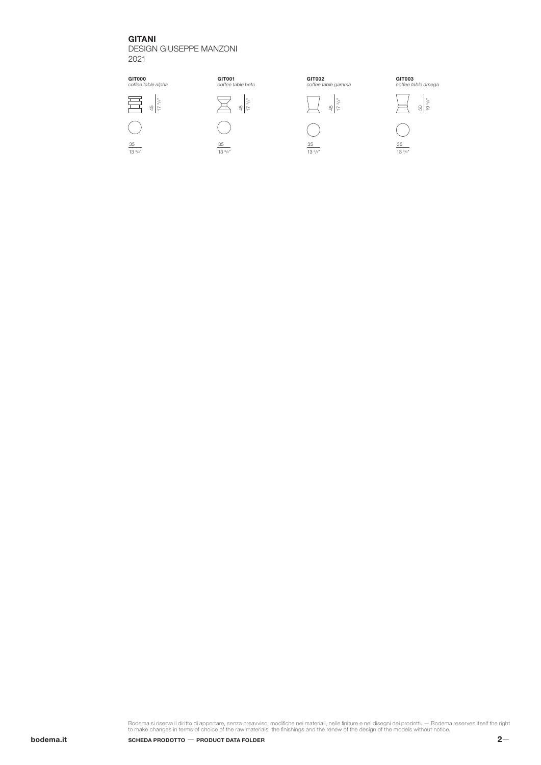**GITANI**
DESIGN GIUSEPPE MANZONI
2021

**GIT000**
*coffee table alpha*

45
17 3/4"

35
13 3/4"

**GIT001**
*coffee table beta*

45
17 3/4"

35
13 3/4"

**GIT002**
*coffee table gamma*

45
17 3/4"

35
13 3/4"

**GIT003**
*coffee table omega*

50
19 3/4"

35
13 3/4"

Bodema si riserva il diritto di apportare, senza preavviso, modifiche nei materiali, nelle finiture e nei disegni dei prodotti. — Bodema reserves itself the right to make changes in terms of choice of the raw materials, the finishings and the renew of the design of the models without notice.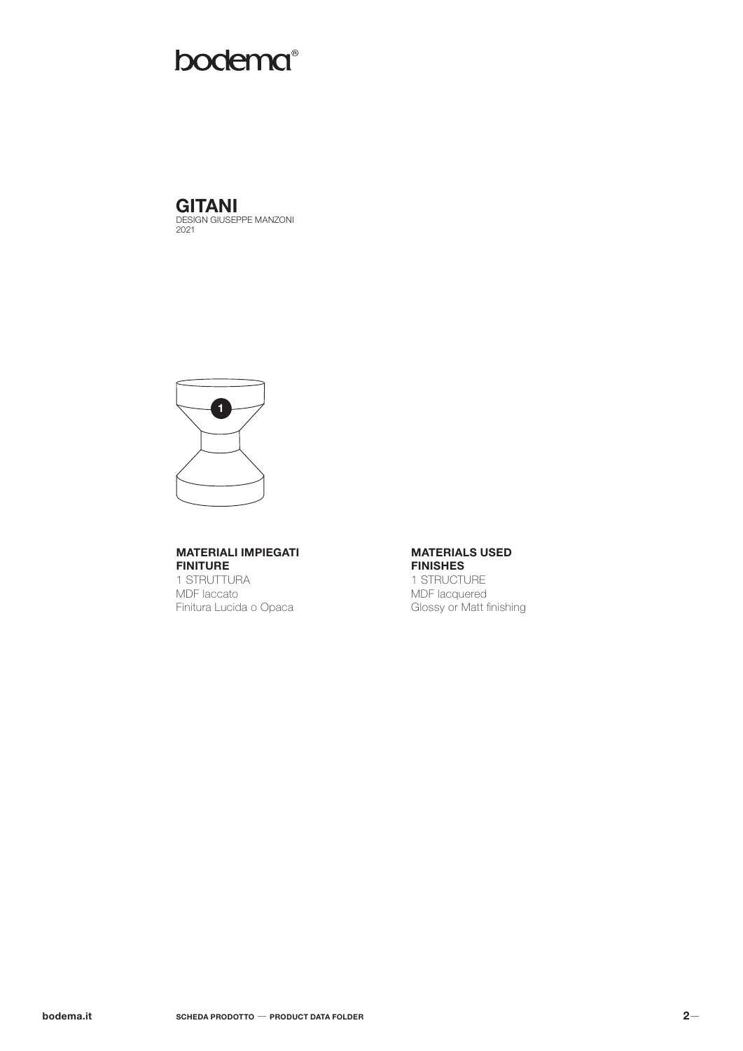# bodema®

## GITANI

DESIGN GIUSEPPE MANZONI
2021

1

**MATERIALI IMPIEGATI**
**FINITURE**
1 STRUTTURA
MDF laccato
Finitura Lucida o Opaca

**MATERIALS USED**
**FINISHES**
1 STRUCTURE
MDF lacquered
Glossy or Matt finishing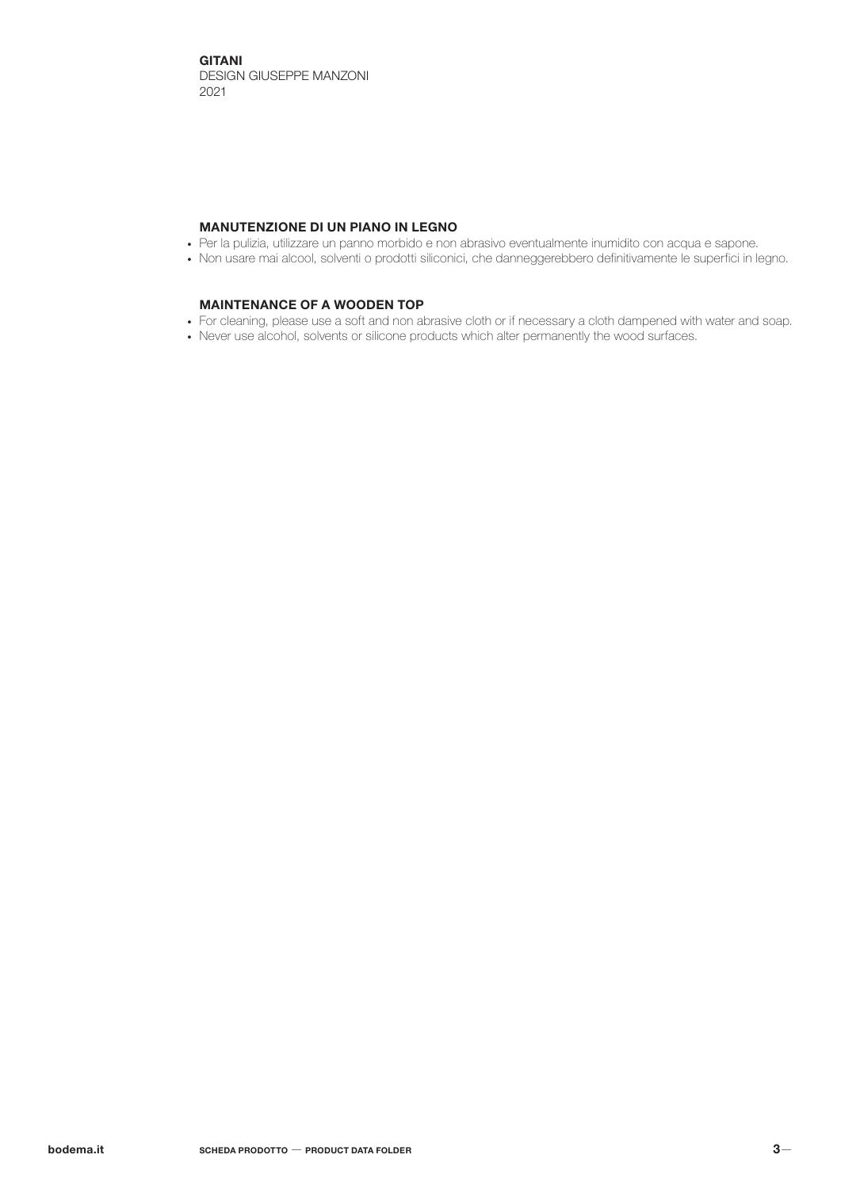**GITANI**
DESIGN GIUSEPPE MANZONI
2021

### MANUTENZIONE DI UN PIANO IN LEGNO

- Per la pulizia, utilizzare un panno morbido e non abrasivo eventualmente inumidito con acqua e sapone.
- Non usare mai alcool, solventi o prodotti siliconici, che danneggerebbero definitivamente le superfici in legno.

### MAINTENANCE OF A WOODEN TOP

- For cleaning, please use a soft and non abrasive cloth or if necessary a cloth dampened with water and soap.
- Never use alcohol, solvents or silicone products which alter permanently the wood surfaces.